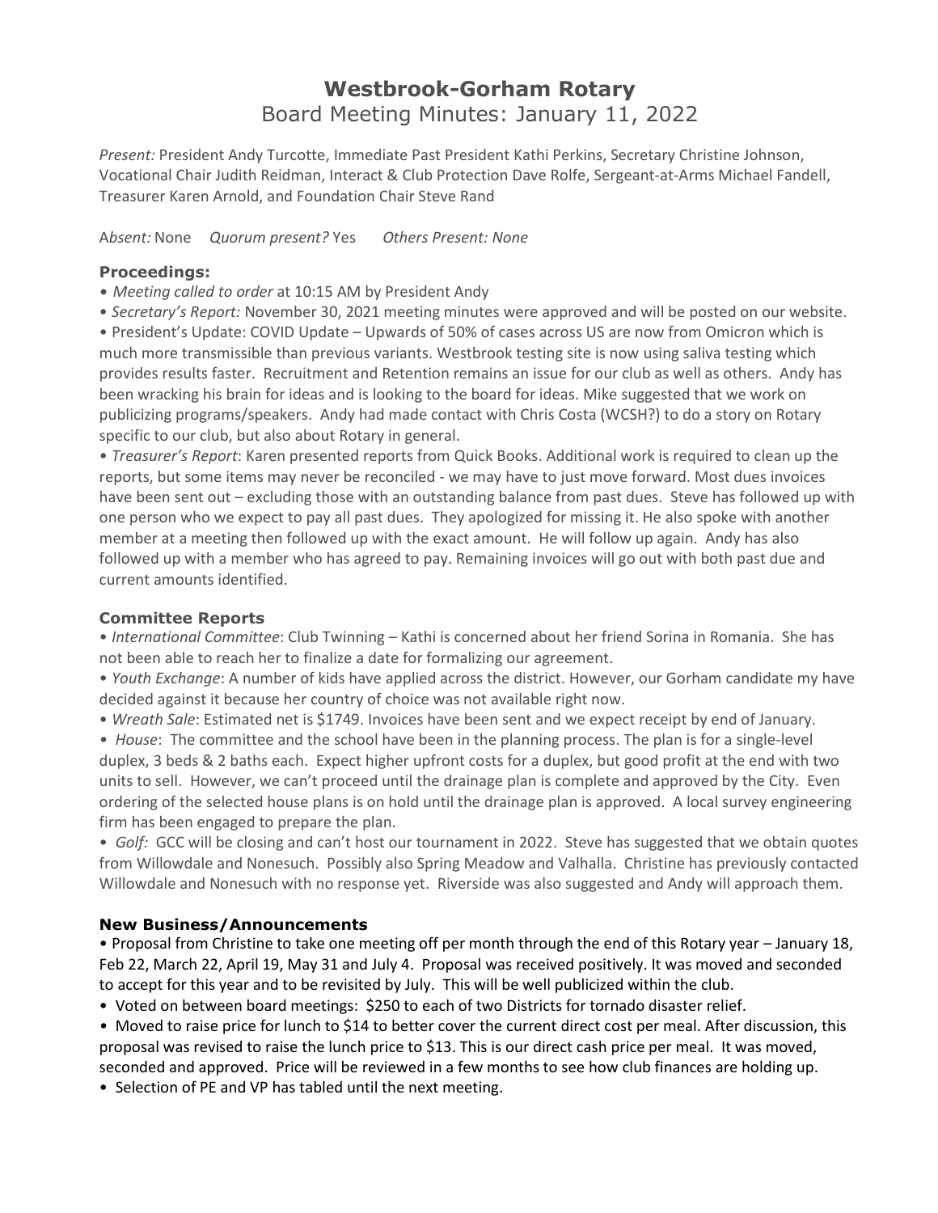# Westbrook-Gorham Rotary

## Board Meeting Minutes: January 11, 2022

*Present:* President Andy Turcotte, Immediate Past President Kathi Perkins, Secretary Christine Johnson, Vocational Chair Judith Reidman, Interact & Club Protection Dave Rolfe, Sergeant-at-Arms Michael Fandell, Treasurer Karen Arnold, and Foundation Chair Steve Rand

A*bsent:* None *Quorum present?* Yes *Others Present: None*

### Proceedings:

- *Meeting called to order* at 10:15 AM by President Andy
- *Secretary's Report:* November 30, 2021 meeting minutes were approved and will be posted on our website.
- President's Update: COVID Update – Upwards of 50% of cases across US are now from Omicron which is much more transmissible than previous variants. Westbrook testing site is now using saliva testing which provides results faster. Recruitment and Retention remains an issue for our club as well as others. Andy has been wracking his brain for ideas and is looking to the board for ideas. Mike suggested that we work on publicizing programs/speakers. Andy had made contact with Chris Costa (WCSH?) to do a story on Rotary specific to our club, but also about Rotary in general.
- *Treasurer's Report*: Karen presented reports from Quick Books. Additional work is required to clean up the reports, but some items may never be reconciled - we may have to just move forward. Most dues invoices have been sent out – excluding those with an outstanding balance from past dues. Steve has followed up with one person who we expect to pay all past dues. They apologized for missing it. He also spoke with another member at a meeting then followed up with the exact amount. He will follow up again. Andy has also followed up with a member who has agreed to pay. Remaining invoices will go out with both past due and current amounts identified.

### Committee Reports

- *International Committee*: Club Twinning – Kathi is concerned about her friend Sorina in Romania. She has not been able to reach her to finalize a date for formalizing our agreement.
- *Youth Exchange*: A number of kids have applied across the district. However, our Gorham candidate my have decided against it because her country of choice was not available right now.
- *Wreath Sale*: Estimated net is $1749. Invoices have been sent and we expect receipt by end of January.
- *House*: The committee and the school have been in the planning process. The plan is for a single-level duplex, 3 beds & 2 baths each. Expect higher upfront costs for a duplex, but good profit at the end with two units to sell. However, we can't proceed until the drainage plan is complete and approved by the City. Even ordering of the selected house plans is on hold until the drainage plan is approved. A local survey engineering firm has been engaged to prepare the plan.
- *Golf:* GCC will be closing and can't host our tournament in 2022. Steve has suggested that we obtain quotes from Willowdale and Nonesuch. Possibly also Spring Meadow and Valhalla. Christine has previously contacted Willowdale and Nonesuch with no response yet. Riverside was also suggested and Andy will approach them.

### New Business/Announcements

- Proposal from Christine to take one meeting off per month through the end of this Rotary year – January 18, Feb 22, March 22, April 19, May 31 and July 4. Proposal was received positively. It was moved and seconded to accept for this year and to be revisited by July. This will be well publicized within the club.
- Voted on between board meetings: $250 to each of two Districts for tornado disaster relief.
- Moved to raise price for lunch to $14 to better cover the current direct cost per meal. After discussion, this proposal was revised to raise the lunch price to $13. This is our direct cash price per meal. It was moved, seconded and approved. Price will be reviewed in a few months to see how club finances are holding up.
- Selection of PE and VP has tabled until the next meeting.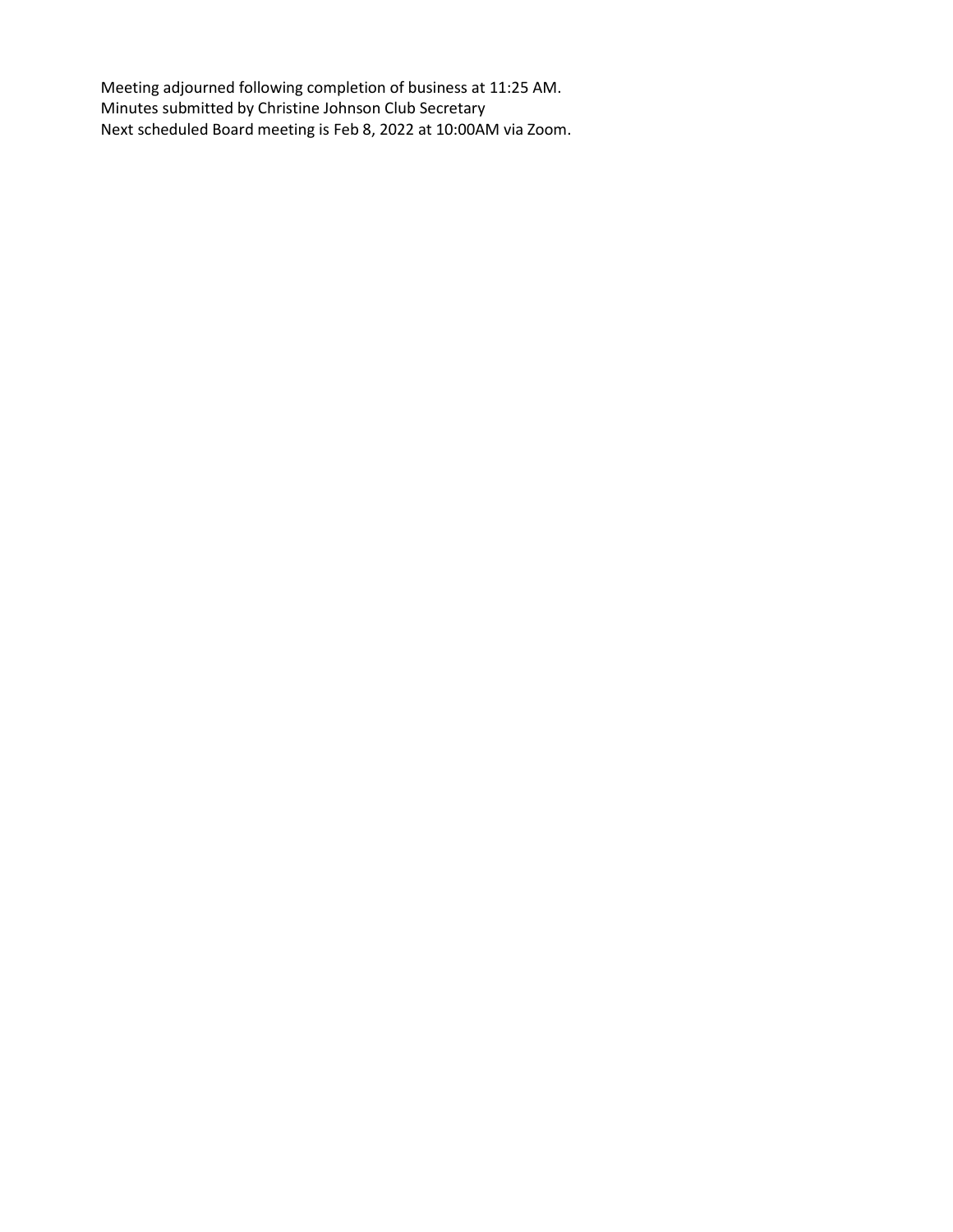Meeting adjourned following completion of business at 11:25 AM.
Minutes submitted by Christine Johnson Club Secretary
Next scheduled Board meeting is Feb 8, 2022 at 10:00AM via Zoom.